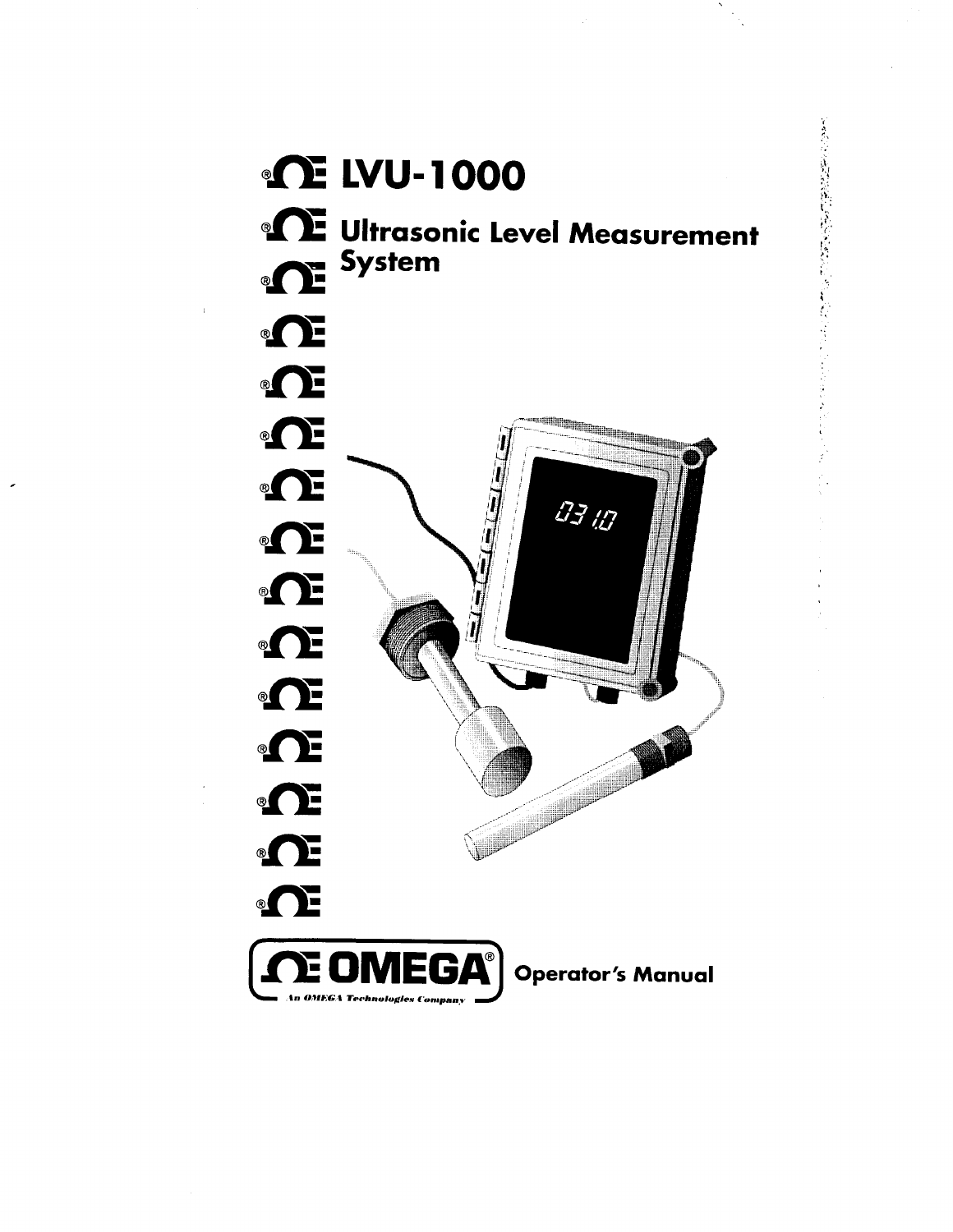# LVU-1000

## Ultrasonic Level Measurement System

OMEGA®

An OMEGA Technologies Company

Operator's Manual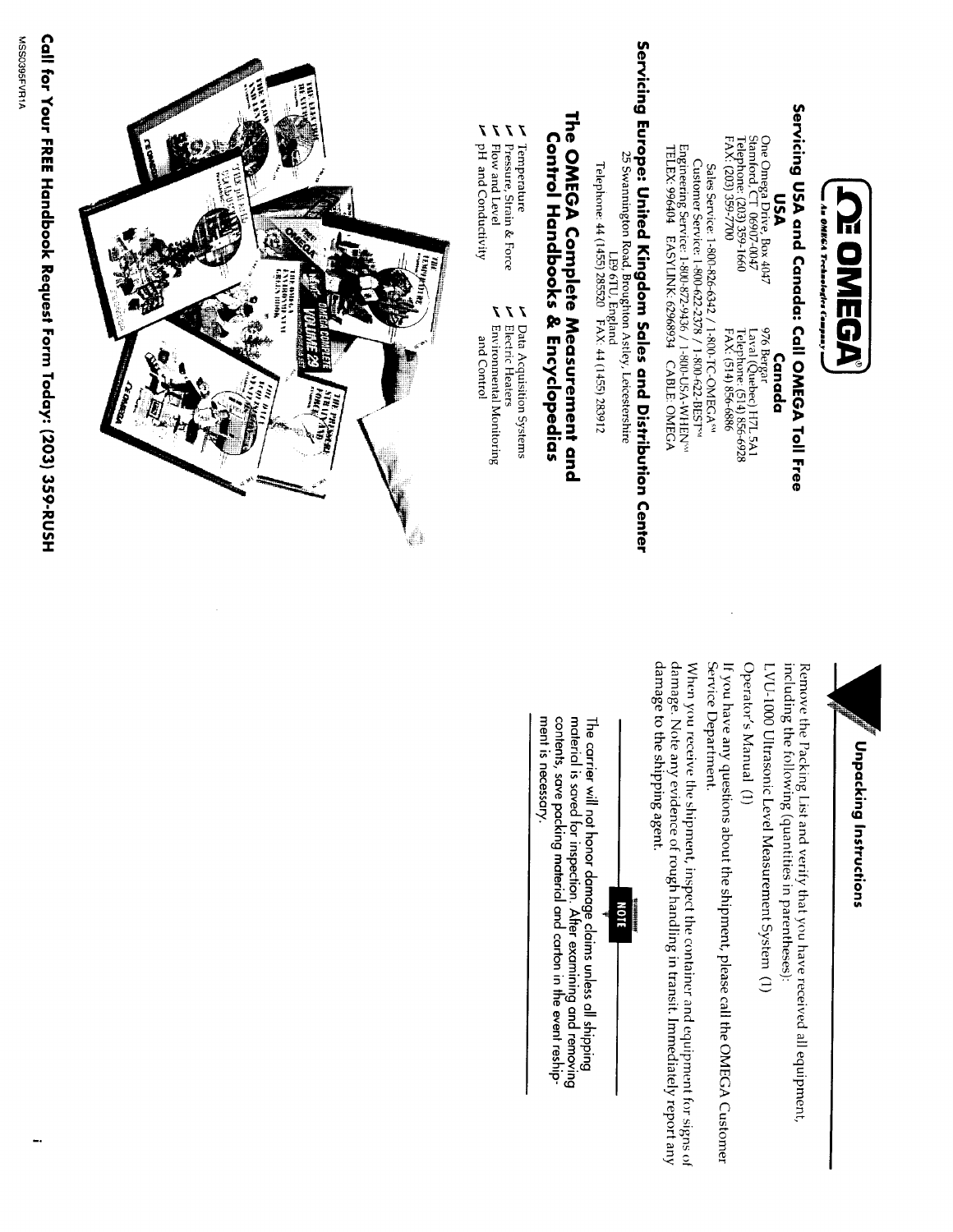OMEGA®

An OMEGA Technologies Company

## Servicing USA and Canada: Call OMEGA Toll Free

### USA

One Omega Drive, Box 4047
Stamford, CT 06907-0047
Telephone: (203) 359-1660
FAX: (203) 359-7700

### Canada

976 Bergar
Laval (Quebec) H7L 5A1
Telephone: (514) 856-6928
FAX: (514) 856-6886

Sales Service: 1-800-826-6342 / 1-800-TC-OMEGA℠
Customer Service: 1-800-622-2378 / 1-800-622-BEST℠
Engineering Service: 1-800-872-9436 / 1-800-USA-WHEN℠
TELEX: 996404 EASYLINK: 62968934 CABLE: OMEGA

## Servicing Europe: United Kingdom Sales and Distribution Center

25 Swannington Road, Broughton Astley, Leicestershire
LE9 6TU, England
Telephone: 44 (1455) 285520 FAX: 44 (1455) 283912

## The OMEGA Complete Measurement and Control Handbooks & Encyclopedias

- ✓ Temperature
- ✓ Pressure, Strain & Force
- ✓ Flow and Level
- ✓ pH and Conductivity
- ✓ Data Acquisition Systems
- ✓ Electric Heaters
- ✓ Environmental Monitoring and Control

**Call for Your FREE Handbook Request Form Today: (203) 359-RUSH**

MSS0395F/R1A

## Unpacking Instructions

Remove the Packing List and verify that you have received all equipment, including the following (quantities in parentheses):

LVU-1000 Ultrasonic Level Measurement System (1)

Operator's Manual (1)

If you have any questions about the shipment, please call the OMEGA Customer Service Department.

When you receive the shipment, inspect the container and equipment for signs of damage. Note any evidence of rough handling in transit. Immediately report any damage to the shipping agent.

**NOTE**

The carrier will not honor damage claims unless all shipping material is saved for inspection. After examining and removing contents, save packing material and carton in the event reshipment is necessary.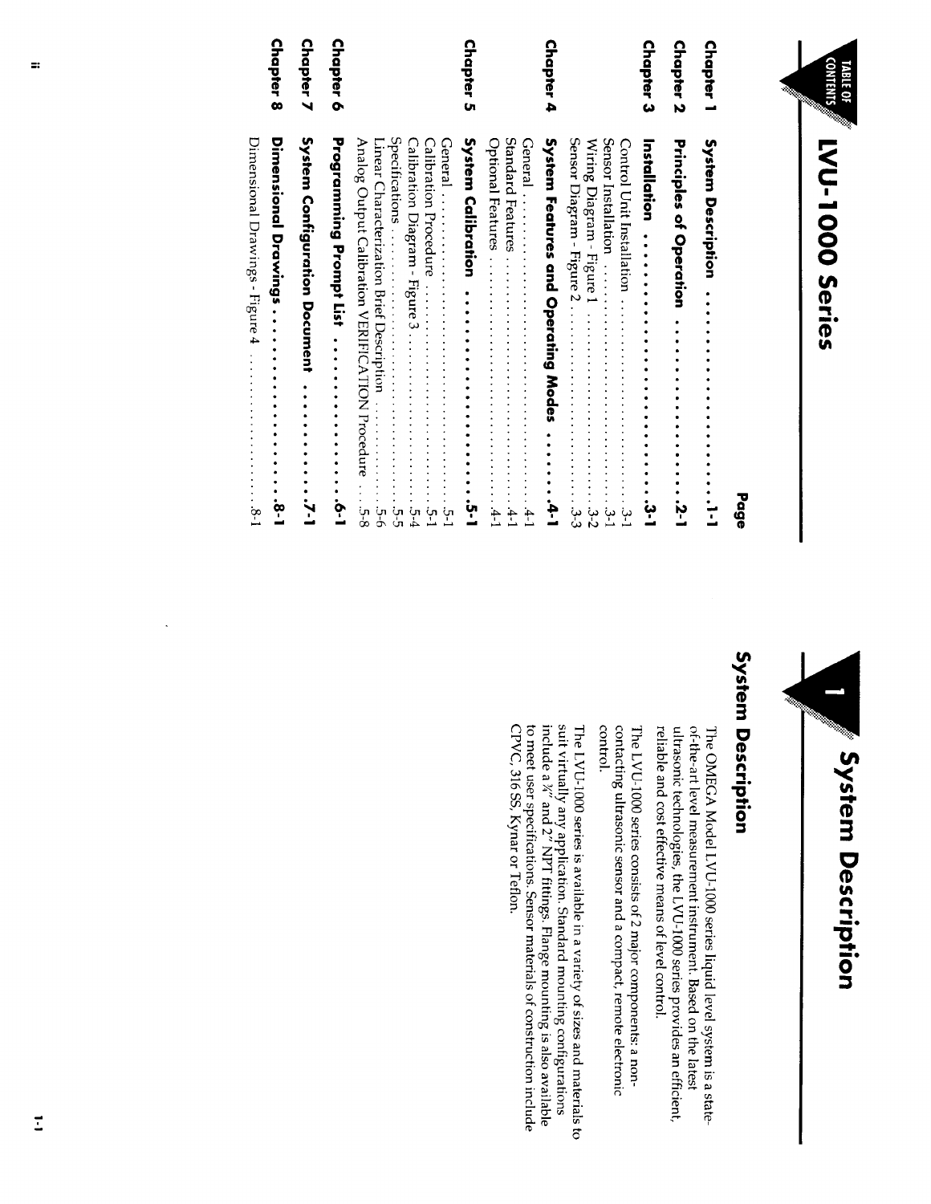# TABLE OF CONTENTS — LVU-1000 Series

| | | Page |
|---|---|---|
| **Chapter 1** | **System Description** | **1-1** |
| **Chapter 2** | **Principles of Operation** | **2-1** |
| **Chapter 3** | **Installation** | **3-1** |
| | Control Unit Installation | 3-1 |
| | Sensor Installation | 3-1 |
| | Wiring Diagram - Figure 1 | 3-2 |
| | Sensor Diagram - Figure 2 | 3-3 |
| **Chapter 4** | **System Features and Operating Modes** | **4-1** |
| | General | 4-1 |
| | Standard Features | 4-1 |
| | Optional Features | 4-1 |
| **Chapter 5** | **System Calibration** | **5-1** |
| | General | 5-1 |
| | Calibration Procedure | 5-1 |
| | Calibration Diagram - Figure 3 | 5-4 |
| | Specifications | 5-5 |
| | Linear Characterization Brief Description | 5-6 |
| | Analog Output Calibration VERIFICATION Procedure | 5-8 |
| **Chapter 6** | **Programming Prompt List** | **6-1** |
| **Chapter 7** | **System Configuration Document** | **7-1** |
| **Chapter 8** | **Dimensional Drawings** | **8-1** |
| | Dimensional Drawings - Figure 4 | 8-1 |

# 1 System Description

## System Description

The OMEGA Model LVU-1000 series liquid level system is a state-of-the-art level measurement instrument. Based on the latest ultrasonic technologies, the LVU-1000 series provides an efficient, reliable and cost effective means of level control.

The LVU-1000 series consists of 2 major components: a non-contacting ultrasonic sensor and a compact, remote electronic control.

The LVU-1000 series is available in a variety of sizes and materials to suit virtually any application. Standard mounting configurations include a ¾" and 2" NPT fittings. Flange mounting is also available to meet user specifications. Sensor materials of construction include CPVC, 316 SS, Kynar or Teflon.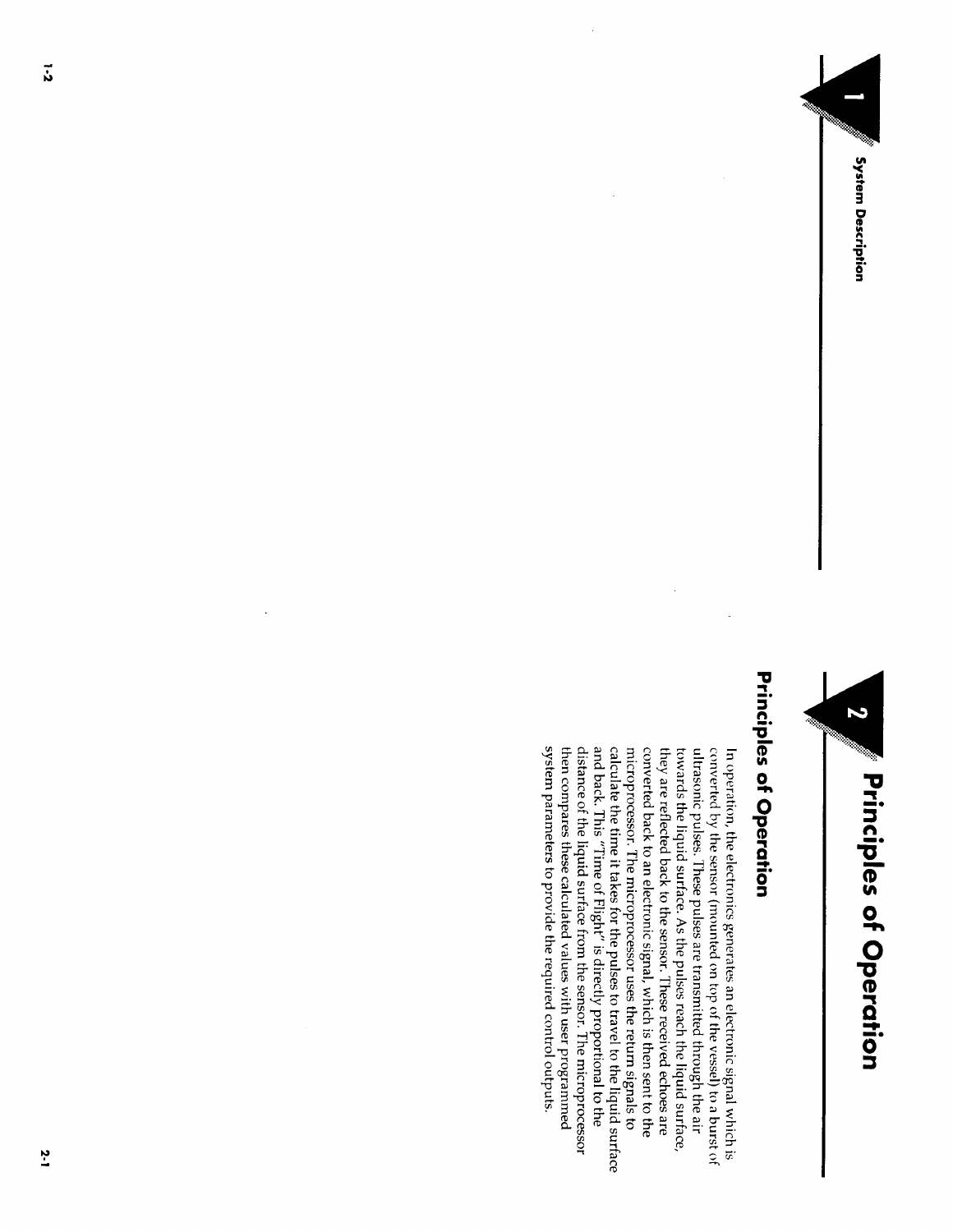# Principles of Operation

## Principles of Operation

In operation, the electronics generates an electronic signal which is converted by the sensor (mounted on top of the vessel) to a burst of ultrasonic pulses. These pulses are transmitted through the air towards the liquid surface. As the pulses reach the liquid surface, they are reflected back to the sensor. These received echoes are converted back to an electronic signal, which is then sent to the microprocessor. The microprocessor uses the return signals to calculate the time it takes for the pulses to travel to the liquid surface and back. This "Time of Flight" is directly proportional to the distance of the liquid surface from the sensor. The microprocessor then compares these calculated values with user programmed system parameters to provide the required control outputs.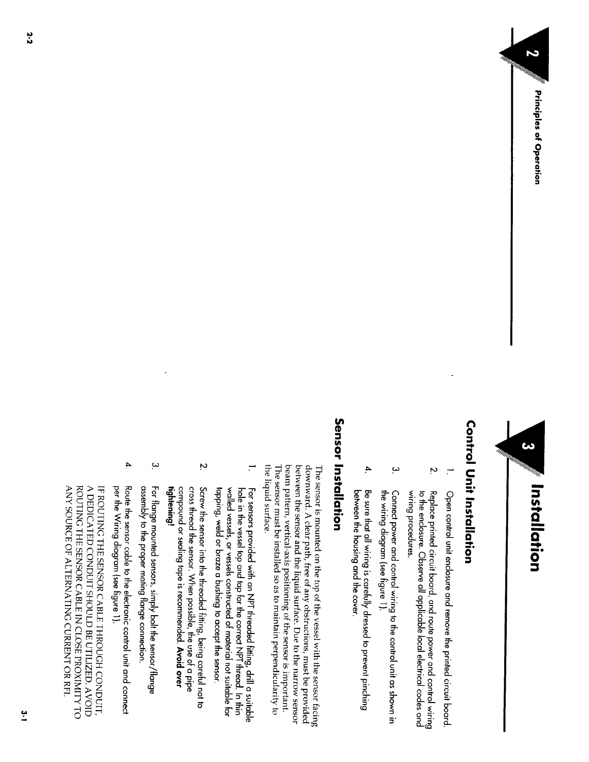# 3 Installation

## Control Unit Installation

1. Open control unit enclosure and remove the printed circuit board.
2. Replace printed circuit board, and route power and control wiring to the enclosure. Observe all applicable local electrical codes and wiring procedures.
3. Connect power and control wiring to the control unit as shown in the wiring diagram (see figure 1).
4. Be sure that all wiring is carefully dressed to prevent pinching between the housing and the cover.

## Sensor Installation

The sensor is mounted on the top of the vessel with the sensor facing downward. A clear path, free of any obstructions, must be provided between the sensor and the liquid surface. Due to the narrow sensor beam pattern, vertical-axis positioning of the sensor is important. The sensor must be installed so as to maintain perpendicularity to the liquid surface.

1. For sensors provided with an NPT threaded fitting, drill a suitable hole in the vessel top and tap for the correct NPT thread. In thin walled vessels, or vessels constructed of material not suitable for tapping, weld or braze a bushing to accept the sensor.
2. Screw the sensor into the threaded fitting, being careful not to cross thread the sensor. When possible, the use of a pipe compound or sealing tape is recommended. **Avoid over tightening!**
3. For flange mounted sensors, simply bolt the sensor/flange assembly to the proper mating flange connection.
4. Route the sensor cable to the electronic control unit and connect per the Wiring diagram (see figure 1).

IF ROUTING THE SENSOR CABLE THROUGH CONDUIT, A DEDICATED CONDUIT SHOULD BE UTILIZED. AVOID ROUTING THE SENSOR CABLE IN CLOSE PROXIMITY TO ANY SOURCE OF ALTERNATING CURRENT OR RFI.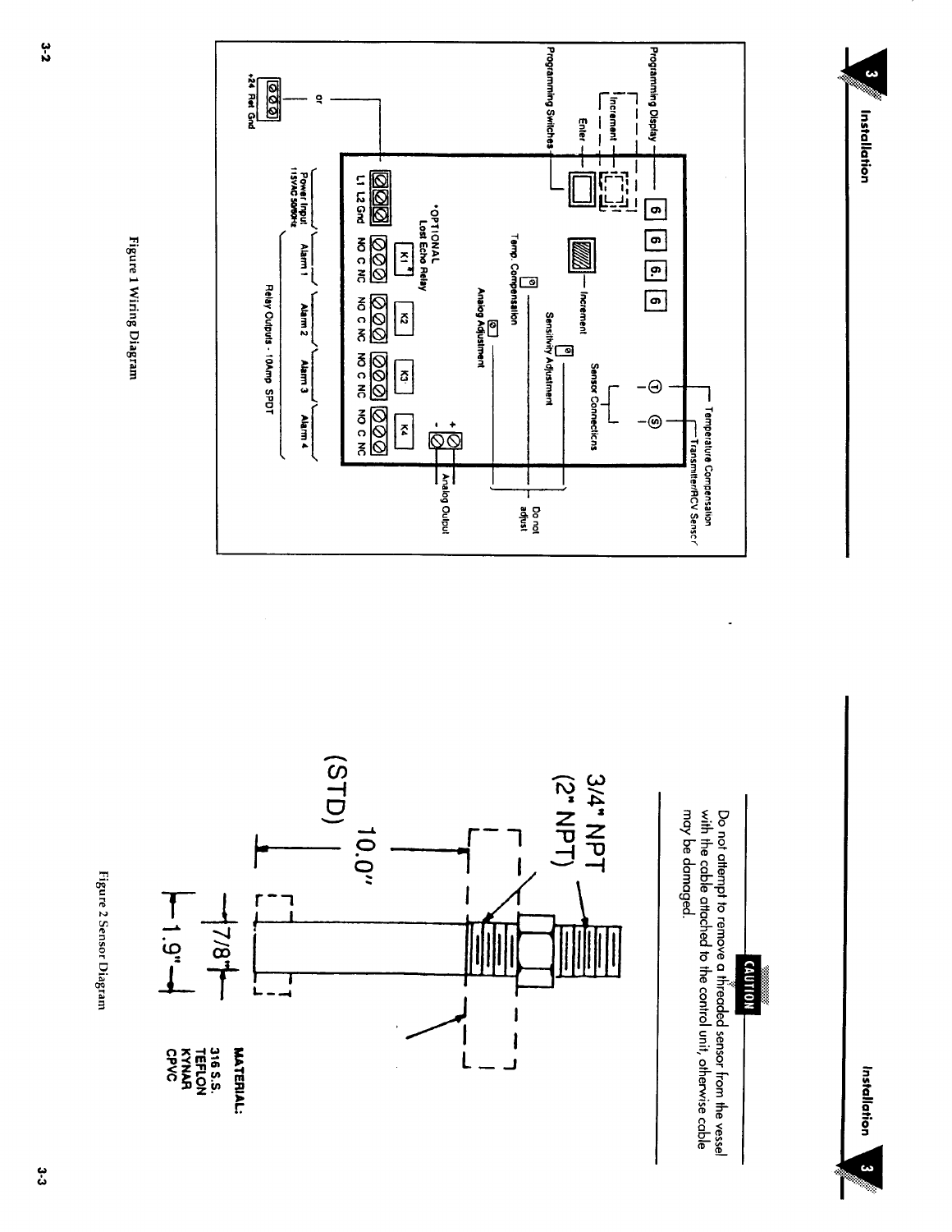## Installation

Figure 1 Wiring Diagram

**CAUTION**

Do not attempt to remove a threaded sensor from the vessel with the cable attached to the control unit, otherwise cable may be damaged.

Figure 2 Sensor Diagram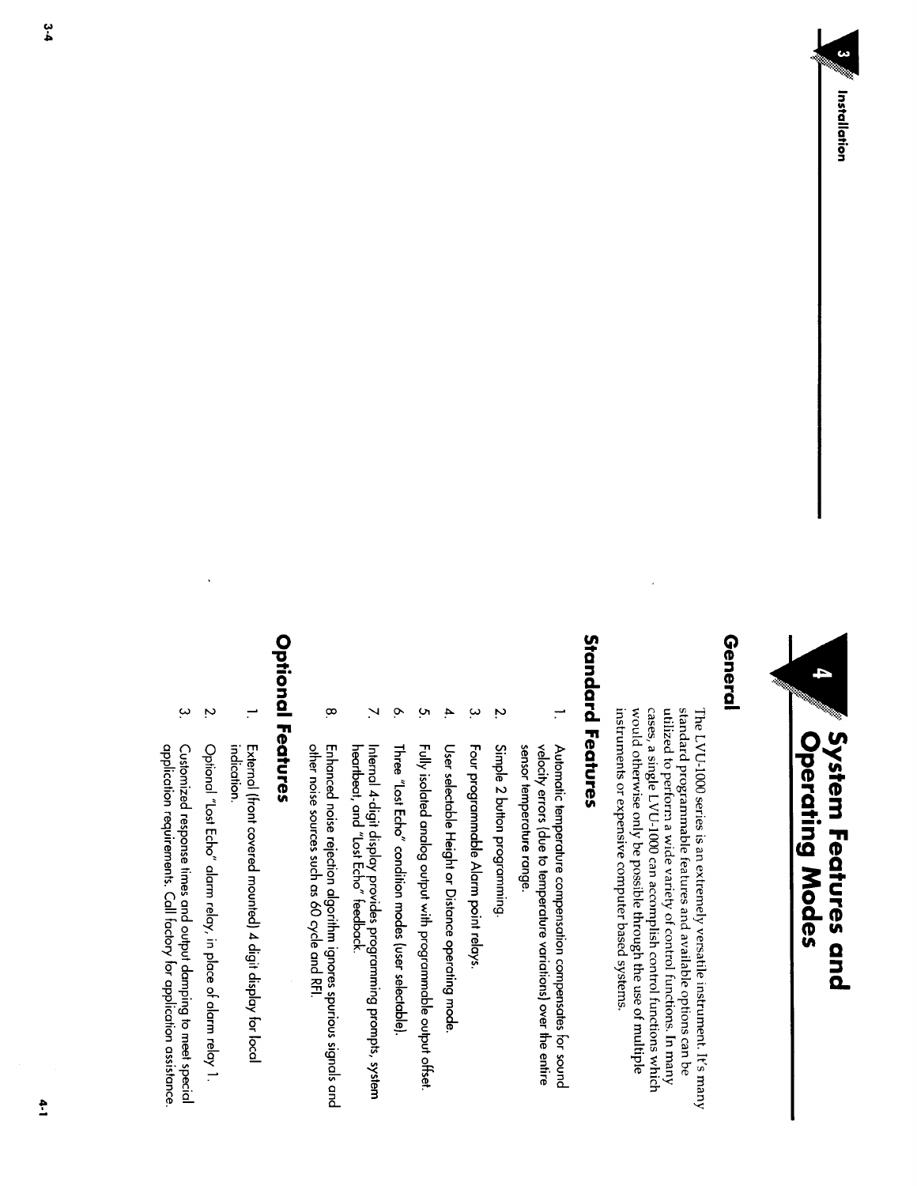# 4 System Features and Operating Modes

## General

The LVU-1000 series is an extremely versatile instrument. It's many standard programmable features and available options can be utilized to perform a wide variety of control functions. In many cases, a single LVU-1000 can accomplish control functions which would otherwise only be possible through the use of multiple instruments or expensive computer based systems.

## Standard Features

1. Automatic temperature compensation compensates for sound velocity errors (due to temperature variations) over the entire sensor temperature range.
2. Simple 2 button programming.
3. Four programmable Alarm point relays.
4. User selectable Height or Distance operating mode.
5. Fully isolated analog output with programmable output offset.
6. Three "Lost Echo" condition modes (user selectable).
7. Internal 4-digit display provides programming prompts, system heartbeat, and "Lost Echo" feedback.
8. Enhanced noise rejection algorithm ignores spurious signals and other noise sources such as 60 cycle and RFI.

## Optional Features

1. External (front covered mounted) 4 digit display for local indication.
2. Optional "Lost Echo" alarm relay, in place of alarm relay 1.
3. Customized response times and output damping to meet special application requirements. Call factory for application assistance.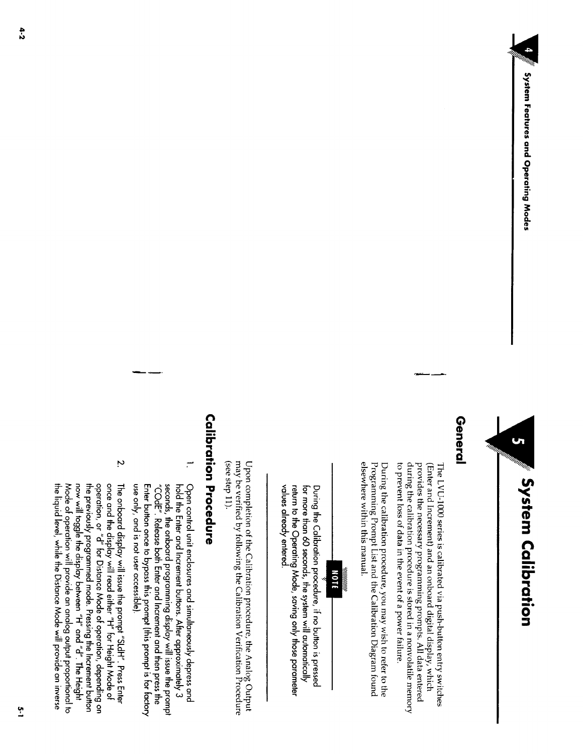# 5 System Calibration

## General

The LVU-1000 series is calibrated via push-button entry switches (Enter and Increment) and an onboard digital display, which provides the necessary programming prompts. All data entered during the calibration procedure is stored in a nonvolatile memory to prevent loss of data in the event of a power failure.

During the calibration procedure, you may wish to refer to the Programming Prompt List and the Calibration Diagram found elsewhere within this manual.

> **NOTE**
>
> During the Calibration procedure, if no button is pressed for more than 60 seconds, the system will automatically return to the Operating Mode, saving only those parameter values already entered.

Upon completion of the Calibration procedure, the Analog Output may be verified by following the Calibration Verification Procedure (see step 11).

## Calibration Procedure

1. Open control unit enclosures and simultaneously depress and hold the Enter and Increment buttons. After approximately 3 seconds, the onboard programming display will issue the prompt "COdE". Release both Enter and Increment and then press the Enter button once to bypass this prompt (this prompt is for factory use only, and is not user accessible).

2. The onboard display will issue the prompt "SLdH". Press Enter once and the display will read either "H" for Height Mode of operation, or "d" for Distance Mode of operation, depending on the previously programmed mode. Pressing the Increment button now will toggle the display between "H" and "d". The Height Mode of operation will provide an analog output proportional to the liquid level, while the Distance Mode will provide an inverse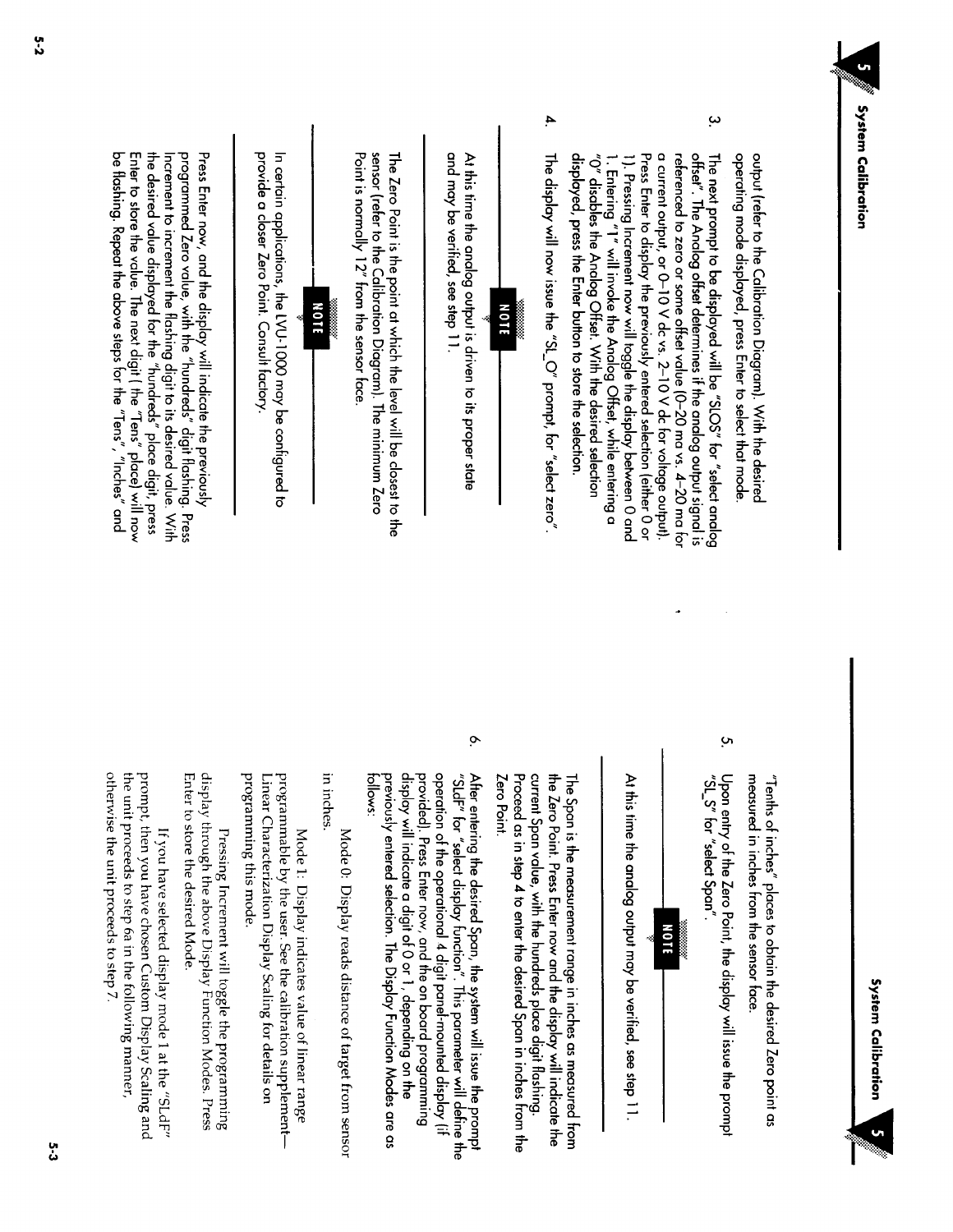output (refer to the Calibration Diagram). With the desired operating mode displayed, press Enter to select that mode.

3. The next prompt to be displayed will be "SLOS" for "select analog offset". The Analog offset determines if the analog output signal is referenced to zero or some offset value (0–20 ma vs. 4–20 ma for a current output, or 0–10 V dc vs. 2–10 V dc for voltage output). Press Enter to display the previously entered selection (either 0 or 1). Pressing Increment now will toggle the display between 0 and 1. Entering "1" will invoke the Analog Offset, while entering a "0" disables the Analog Offset. With the desired selection displayed, press the Enter button to store the selection.

4. The display will now issue the "SL_O" prompt, for "select zero".

**NOTE**

At this time the analog output is driven to its proper state and may be verified, see step 11.

The Zero Point is the point at which the level will be closest to the sensor (refer to the Calibration Diagram). The minimum Zero Point is normally 12" from the sensor face.

**NOTE**

In certain applications, the LVU-1000 may be configured to provide a closer Zero Point. Consult factory.

Press Enter now, and the display will indicate the previously programmed Zero value, with the "hundreds" digit flashing. Press Increment to increment the flashing digit to its desired value. With the desired value displayed for the "hundreds" place digit, press Enter to store the value. The next digit ( the "Tens" place) will now be flashing. Repeat the above steps for the "Tens", "Inches" and "Tenths of inches" places to obtain the desired Zero point as measured in inches from the sensor face.

5. Upon entry of the Zero Point, the display will issue the prompt "SL_S" for "select Span".

**NOTE**

At this time the analog output may be verified, see step 11.

The Span is the measurement range in inches as measured from the Zero Point. Press Enter now and the display will indicate the current Span value, with the hundreds place digit flashing. Proceed as in step 4 to enter the desired Span in inches from the Zero Point.

6. After entering the desired Span, the system will issue the prompt "SLdF" for "select display function". This parameter will define the operation of the operational 4 digit panel-mounted display (if provided). Press Enter now, and the on board programming display will indicate a digit of 0 or 1, depending on the previously entered selection. The Display Function Modes are as follows:

Mode 0: Display reads distance of target from sensor in inches.

Mode 1: Display indicates value of linear range programmable by the user. See the calibration supplement—Linear Characterization Display Scaling for details on programming this mode.

Pressing Increment will toggle the programming display through the above Display Function Modes. Press Enter to store the desired Mode.

If you have selected display mode 1 at the "SLdF" prompt, then you have chosen Custom Display Scaling and the unit proceeds to step 6a in the following manner, otherwise the unit proceeds to step 7.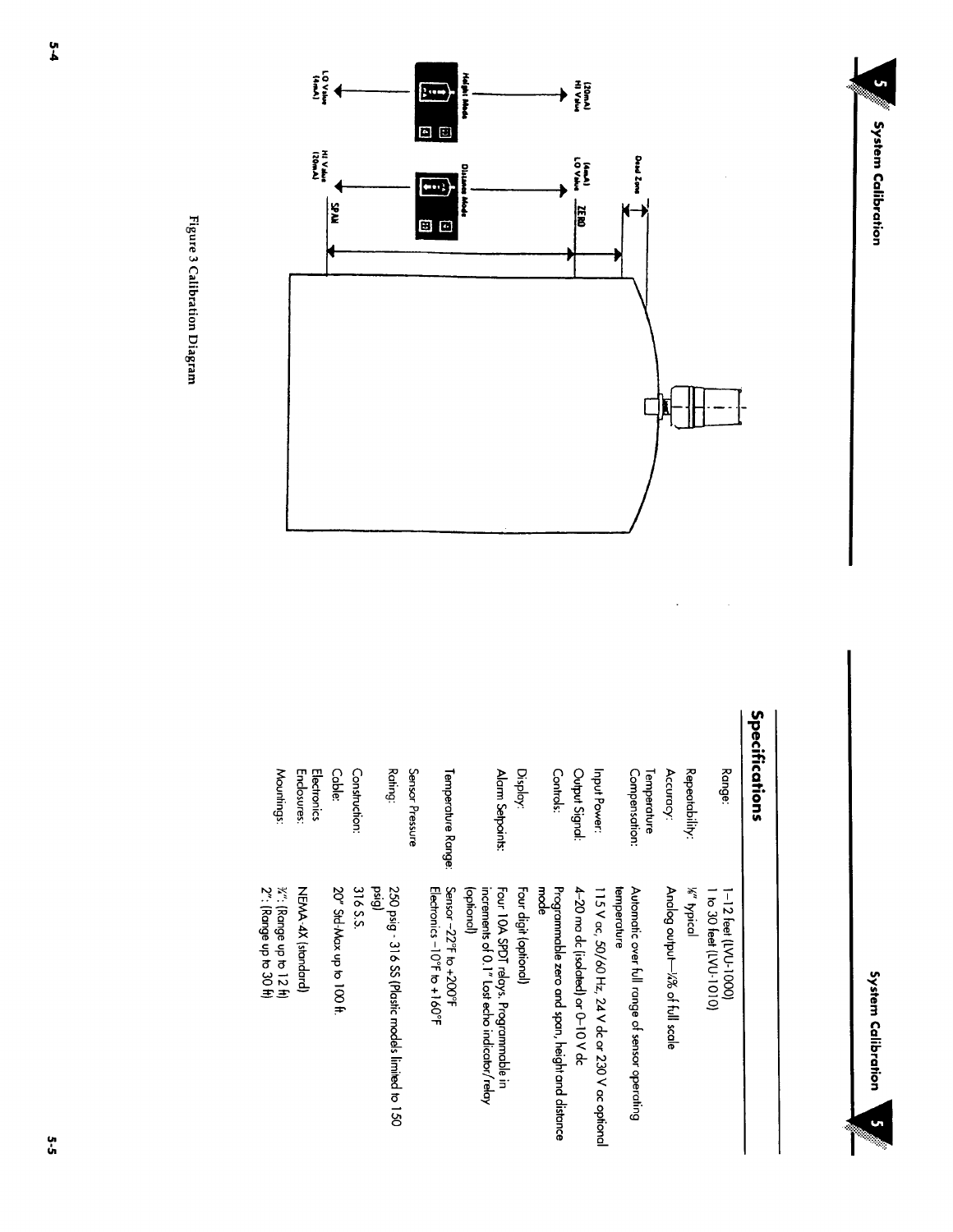## System Calibration

Height Mode

(20mA) HI Value

LO Value (4mA)

Distance Mode

Dead Zone

(4mA) LO Value

ZERO

HI Value (20mA)

SPAN

Figure 3 Calibration Diagram

## Specifications

| | |
|---|---|
| Range: | 1–12 feet (LVU-1000)<br>1 to 30 feet (LVU-1010) |
| Repeatability: | ⅛" typical |
| Accuracy: | Analog output—¼% of full scale |
| Temperature Compensation: | Automatic over full range of sensor operating temperature |
| Input Power: | 115 V ac, 50/60 Hz, 24 V dc or 230 V ac optional |
| Output Signal: | 4–20 ma dc (isolated) or 0–10 V dc |
| Controls: | Programmable zero and span, height and distance mode |
| Display: | Four digit (optional) |
| Alarm Setpoints: | Four 10A SPDT relays. Programmable in increments of 0.1" Lost echo indicator/relay (optional) |
| Temperature Range: | Sensor -22°F to +200°F<br>Electronics -10°F to +160°F |
| Sensor Pressure Rating: | 250 psig - 316 SS (Plasic models limited to 150 psig) |
| Construction: | 316 S.S. |
| Cable: | 20" Std-Max up to 100 ft. |
| Electronics Enclosures: | NEMA-4X (standard) |
| Mountings: | ¾": (Range up to 12 ft)<br>2": (Range up to 30 ft) |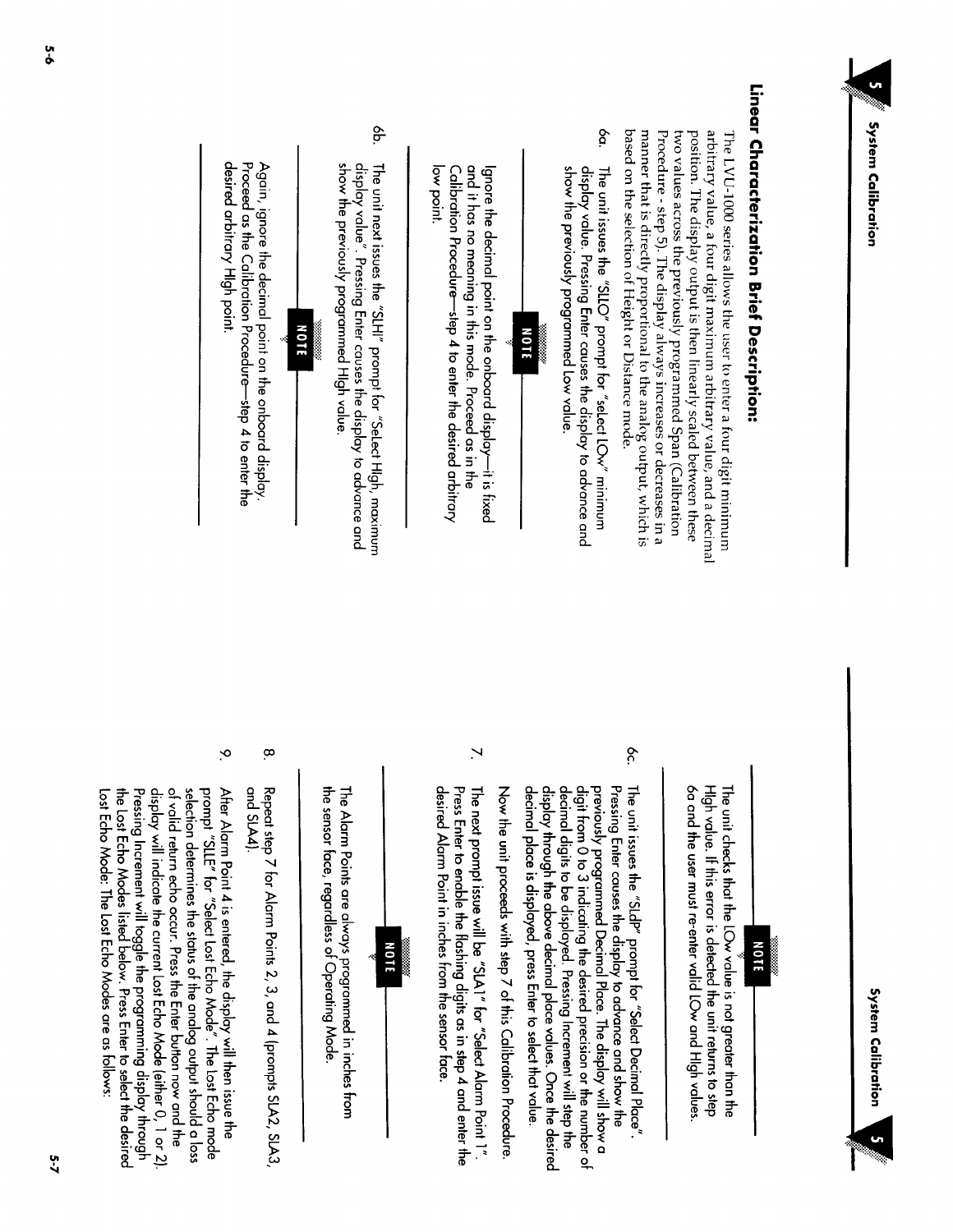## Linear Characterization Brief Description:

The LVU-1000 series allows the user to enter a four digit minimum arbitrary value, a four digit maximum arbitrary value, and a decimal position. The display output is then linearly scaled between these two values across the previously programmed Span (Calibration Procedure - step 5). The display always increases or decreases in a manner that is directly proportional to the analog output, which is based on the selection of Height or Distance mode.

6a. The unit issues the "SLLO" prompt for "Select LOw" minimum display value. Pressing Enter causes the display to advance and show the previously programmed Low value.

**NOTE**

Ignore the decimal point on the onboard display—it is fixed and it has no meaning in this mode. Proceed as in the Calibration Procedure—step 4 to enter the desired arbitrary low point.

6b. The unit next issues the "SLHI" prompt for "Select High, maximum display value". Pressing Enter causes the display to advance and show the previously programmed High value.

**NOTE**

Again, ignore the decimal point on the onboard display. Proceed as the Calibration Procedure—step 4 to enter the desired arbitrary High point.

**NOTE**

The unit checks that the LOw value is not greater than the High value. If this error is detected the unit returns to step 6a and the user must re-enter valid LOw and High values.

6c. The unit issues the "SLdP" prompt for "Select Decimal Place". Pressing Enter causes the display to advance and show the previously programmed Decimal Place. The display will show a digit from 0 to 3 indicating the desired precision or the number of decimal digits to be displayed. Pressing Increment will step the display through the above decimal place values. Once the desired decimal place is displayed, press Enter to select that value.

Now the unit proceeds with step 7 of this Calibration Procedure.

7. The next prompt issue will be "SLA1" for "Select Alarm Point 1". Press Enter to enable the flashing digits as in step 4 and enter the desired Alarm Point in inches from the sensor face.

**NOTE**

The Alarm Points are always programmed in inches from the sensor face, regardless of Operating Mode.

8. Repeat step 7 for Alarm Points 2, 3, and 4 (prompts SLA2, SLA3, and SLA4).

9. After Alarm Point 4 is entered, the display will then issue the prompt "SLLE" for "Select Lost Echo Mode". The Lost Echo mode selection determines the status of the analog output should a loss of valid return echo occur. Press the Enter button now and the display will indicate the current Lost Echo Mode (either 0, 1 or 2). Pressing Increment will toggle the programming display through the Lost Echo Modes listed below. Press Enter to select the desired Lost Echo Mode: The Lost Echo Modes are as follows: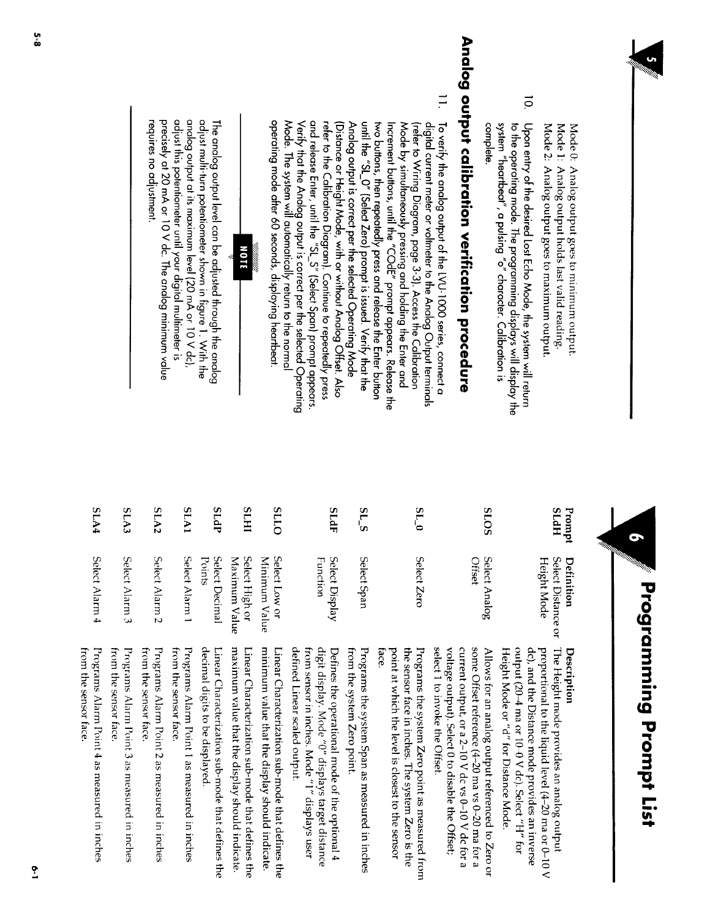Mode 0: Analog output goes to minimum output.
Mode 1: Analog output holds last valid reading.
Mode 2: Analog output goes to maximum output.

10. Upon entry of the desired Lost Echo Mode, the system will return to the operating mode. The programming displays will display the system "heartbeat", a pulsing "o" character. Calibration is complete.

## Analog output calibration verification procedure

11. To verify the analog output of the LVU-1000 series, connect a digital current meter or voltmeter to the Analog Output terminals (refer to Wiring Diagram, page 3-3). Access the Calibration Mode by simultaneously pressing and holding the Enter and Increment buttons, until the "COdE" prompt appears. Release the two buttons, then repeatedly press and release the Enter button until the "SL_0" (Select Zero) prompt is issued. Verify that the Analog output is correct per the selected Operating Mode (Distance or Height Mode, with or without Analog Offset. Also refer to the Calibration Diagram). Continue to repeatedly press and release Enter, until the "SL_S" (Select Span) prompt appears. Verify that the Analog output is correct per the selected Operating Mode. The system will automatically return to the normal operating mode after 60 seconds, displaying heartbeat.

**NOTE**

The analog output level can be adjusted through the analog adjust multi-turn potentiometer shown in figure 1. With the analog output at its maximum level (20 mA or 10 V dc), adjust this potentiometer until your digital multimeter is precisely at 20 mA or 10 V dc. The analog minimum value requires no adjustment.

# Programming Prompt List

| Prompt | Definition | Description |
|---|---|---|
| SLdH | Select Distance or Height Mode | The Height mode provides an analog output proportional to the liquid level (4-20 ma or 0-10 V dc), and the Distance mode provides an inverse output (20-4 ma or 10-0 V dc). Select "H" for Height Mode or "d" for Distance Mode. |
| SLOS | Select Analog Offset | Allows for an analog output referenced to Zero or some Offset reference (4-20 ma vs 0-20 ma for a current output, or a 2-10 V dc vs 0-10 V dc for a voltage output). Select 0 to disable the Offset; select 1 to invoke the Offset. |
| SL_0 | Select Zero | Programs the system Zero point as measured from the sensor face in inches. The system Zero is the point at which the level is closest to the sensor face. |
| SL_S | Select Span | Programs the system Span as measured in inches from the system Zero point. |
| SLdF | Select Display Function | Defines the operational mode of the optional 4 digit display. Mode "0" displays target distance from sensor in inches. Mode "1" displays user defined Linear scaled output. |
| SLLO | Select Low or Minimum Value | Linear Characterization sub-mode that defines the minimum value that the display should indicate. |
| SLHI | Select High or Maximum Value | Linear Characterization sub-mode that defines the maximum value that the display should indicate. |
| SLdP | Select Decimal Points | Linear Characterization sub-mode that defines the decimal digits to be displayed. |
| SLA1 | Select Alarm 1 | Programs Alarm Point 1 as measured in inches from the sensor face. |
| SLA2 | Select Alarm 2 | Programs Alarm Point 2 as measured in inches from the sensor face. |
| SLA3 | Select Alarm 3 | Programs Alarm Point 3 as measured in inches from the sensor face. |
| SLA4 | Select Alarm 4 | Programs Alarm Point 4 as measured in inches from the sensor face. |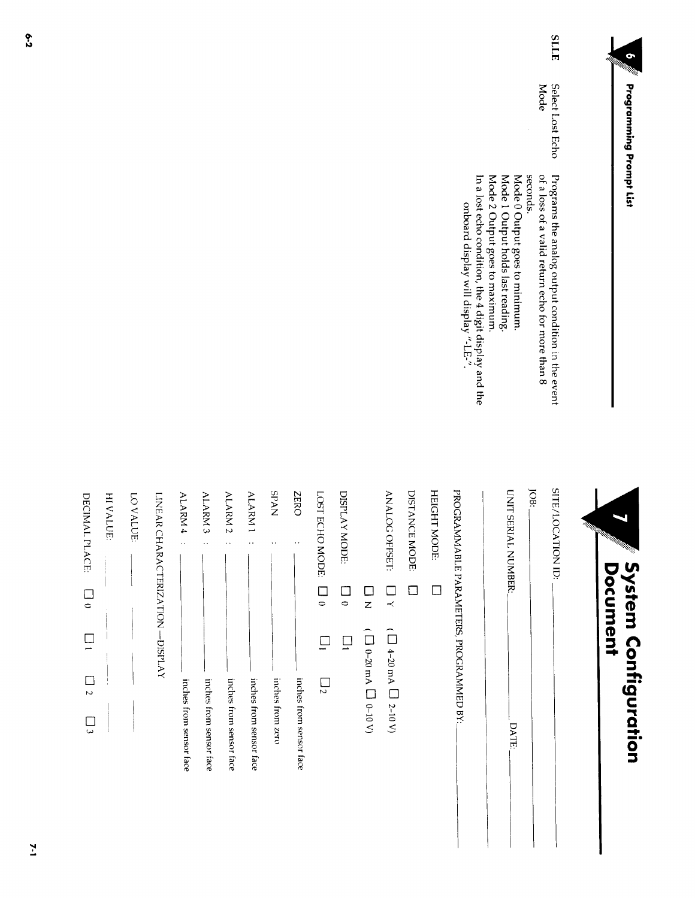## 6 Programming Prompt List

| | | |
|---|---|---|
| **SLLE** | Select Lost Echo Mode | Programs the analog output condition in the event of a loss of a valid return echo for more than 8 seconds.<br>Mode 0 Output goes to minimum.<br>Mode 1 Output holds last reading.<br>Mode 2 Output goes to maximum.<br>In a lost echo condition, the 4 digit display and the onboard display will display "-LE-". |

# 7 System Configuration Document

SITE/LOCATION ID: ____________________

JOB: ____________________

UNIT SERIAL NUMBER: ____________ DATE: ____________

____________________

PROGRAMMABLE PARAMETERS, PROGRAMMED BY: ____________________

HEIGHT MODE: ☐

DISTANCE MODE: ☐

ANALOG OFFSET: ☐ Y ( ☐ 4-20 mA ☐ 2-10 V)

☐ N ( ☐ 0-20 mA ☐ 0-10 V)

DISPLAY MODE: ☐ 0 ☐ 1

LOST ECHO MODE: ☐ 0 ☐ 1 ☐ 2

ZERO : ____________ inches from sensor face

SPAN : ____________ inches from zero

ALARM 1 : ____________ inches from sensor face

ALARM 2 : ____________ inches from sensor face

ALARM 3 : ____________ inches from sensor face

ALARM 4 : ____________ inches from sensor face

LINEAR CHARACTERIZATION—DISPLAY

LO VALUE: ____________

HI VALUE: ____________

DECIMAL PLACE: ☐ 0 ☐ 1 ☐ 2 ☐ 3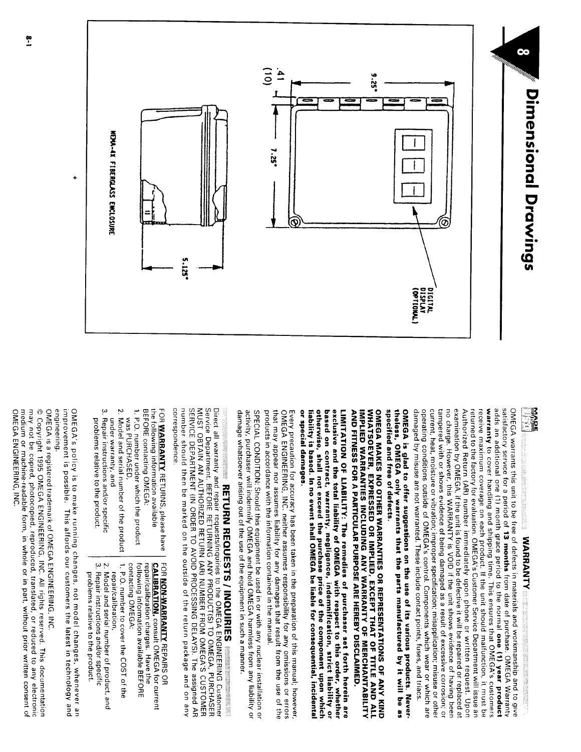# 8 Dimensional Drawings

9.25"

7.25"

.41
(10)

5.125"

DIGITAL DISPLAY (OPTIONAL)

NEMA-4X FIBERGLASS ENCLOSURE

## WARRANTY

OMEGA warrants this unit to be free of defects in materials and workmanship and to give satisfactory service for a period of **13 months** from date of purchase. OMEGA Warranty adds an additional one (1) month grace period to the normal **one (1) year product warranty** to cover handling and shipping time. This ensures that OMEGA's customers receive maximum coverage on each product. If the unit should malfunction, it must be returned to the factory for evaluation. OMEGA's Customer Service Department will issue an Authorized Return (AR) number immediately upon phone or written request. Upon examination by OMEGA, if the unit is found to be defective it will be repaired or replaced at no charge. However, this WARRANTY is VOID if the unit shows evidence of having been tampered with or shows evidence of being damaged as a result of excessive corrosion; or current, heat, moisture or vibration; improper specification; misapplication; misuse or other operating conditions outside of OMEGA's control. Components which wear or which are damaged by misuse are not warranted. These include contact points, fuses, and triacs.

**OMEGA is glad to offer suggestions on the use of its various products. Nevertheless, OMEGA only warrants that the parts manufactured by it will be as specified and free of defects.**

**OMEGA MAKES NO OTHER WARRANTIES OR REPRESENTATIONS OF ANY KIND WHATSOEVER, EXPRESSED OR IMPLIED, EXCEPT THAT OF TITLE AND ALL IMPLIED WARRANTIES INCLUDING ANY WARRANTY OF MERCHANTABILITY AND FITNESS FOR A PARTICULAR PURPOSE ARE HEREBY DISCLAIMED.**

**LIMITATION OF LIABILITY: The remedies of purchaser set forth herein are exclusive and the total liability of OMEGA with respect to this order, whether based on contract, warranty, negligence, indemnification, strict liability or otherwise, shall not exceed the purchase price of the component upon which liability is based. In no event shall OMEGA be liable for consequential, incidental or special damages.**

Every precaution for accuracy has been taken in the preparation of this manual; however, OMEGA ENGINEERING, INC. neither assumes responsibility for any omissions or errors that may appear nor assumes liability for any damages that result from the use of the products in accordance with the information contained in the manual.

SPECIAL CONDITION: Should this equipment be used in or with any nuclear installation or activity, purchaser will indemnify OMEGA and hold OMEGA harmless from any liability or damage whatsoever arising out of the use of the equipment in such a manner.

## RETURN REQUESTS / INQUIRIES

Direct all warranty and repair requests/inquiries to the OMEGA ENGINEERING Customer Service Department. BEFORE RETURNING ANY PRODUCT(S) TO OMEGA, PURCHASER MUST OBTAIN AN AUTHORIZED RETURN (AR) NUMBER FROM OMEGA'S CUSTOMER SERVICE DEPARTMENT (IN ORDER TO AVOID PROCESSING DELAYS). The assigned AR number should then be marked on the outside of the return package and on any correspondence.

FOR **WARRANTY** RETURNS, please have the following information available BEFORE contacting OMEGA:

1. P.O. number under which the product was PURCHASED,
2. Model and serial number of the product under warranty, and
3. Repair instructions and/or specific problems relative to the product.

FOR **NON-WARRANTY** REPAIRS OR **CALIBRATION**, consult OMEGA for current repair/calibration charges. Have the following information available BEFORE contacting OMEGA:

1. P.O. number to cover the COST of the repair/calibration,
2. Model and serial number of product, and
3. Repair instructions and/or specific problems relative to the product.

OMEGA's policy is to make running changes, not model changes, whenever an improvement is possible. This affords our customers the latest in technology and engineering.

OMEGA is a registered trademark of OMEGA ENGINEERING, INC.

© Copyright 1995 OMEGA ENGINEERING, INC. All rights reserved. This documentation may not be copied, photocopied, reproduced, translated, or reduced to any electronic medium or machine-readable form, in whole or in part, without prior written consent of OMEGA ENGINEERING, INC.